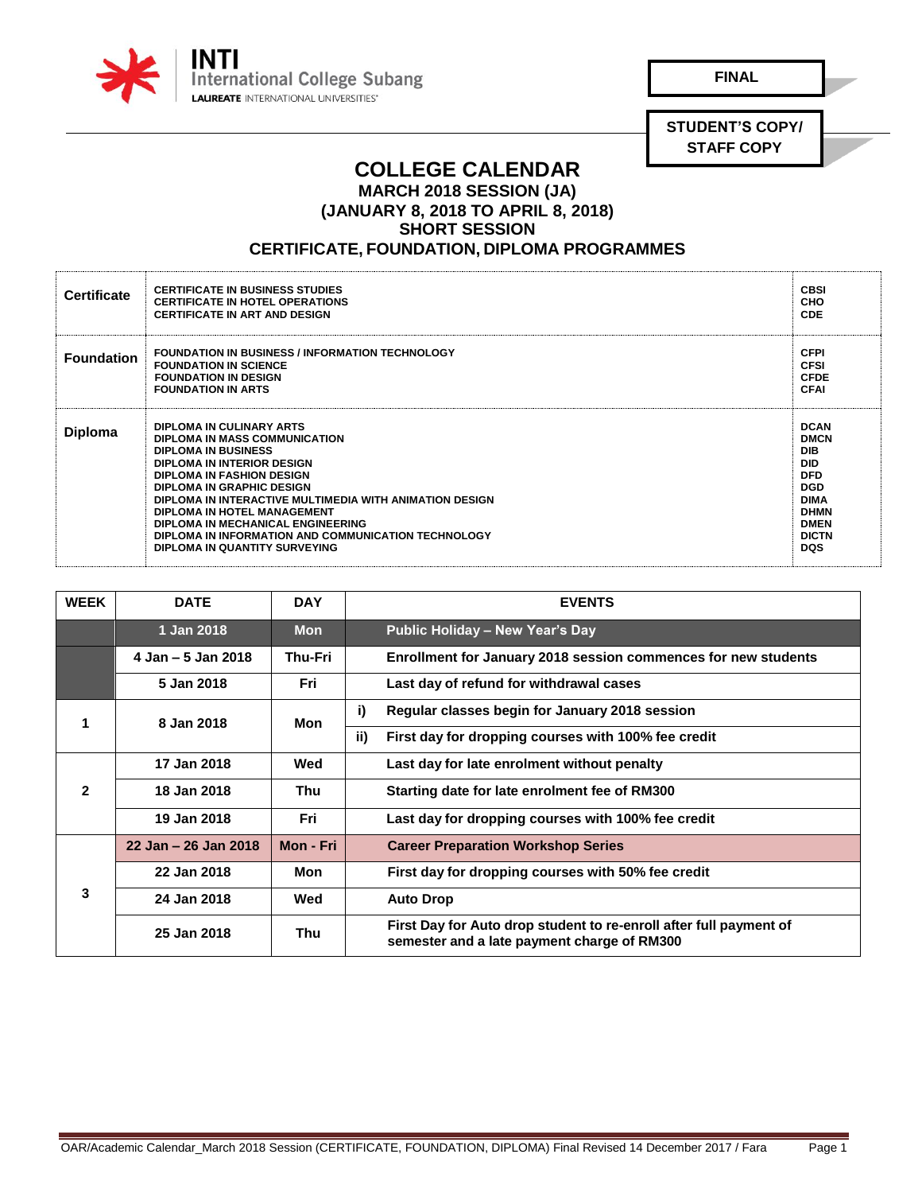**INTI International College Subang**
LAUREATE INTERNATIONAL UNIVERSITIES

**FINAL**

**STUDENT'S COPY/ STAFF COPY**

# COLLEGE CALENDAR

## MARCH 2018 SESSION (JA)
## (JANUARY 8, 2018 TO APRIL 8, 2018)
## SHORT SESSION
## CERTIFICATE, FOUNDATION, DIPLOMA PROGRAMMES

| Level | Programme | Code |
|---|---|---|
| **Certificate** | CERTIFICATE IN BUSINESS STUDIES<br>CERTIFICATE IN HOTEL OPERATIONS<br>CERTIFICATE IN ART AND DESIGN | CBSI<br>CHO<br>CDE |
| **Foundation** | FOUNDATION IN BUSINESS / INFORMATION TECHNOLOGY<br>FOUNDATION IN SCIENCE<br>FOUNDATION IN DESIGN<br>FOUNDATION IN ARTS | CFPI<br>CFSI<br>CFDE<br>CFAI |
| **Diploma** | DIPLOMA IN CULINARY ARTS<br>DIPLOMA IN MASS COMMUNICATION<br>DIPLOMA IN BUSINESS<br>DIPLOMA IN INTERIOR DESIGN<br>DIPLOMA IN FASHION DESIGN<br>DIPLOMA IN GRAPHIC DESIGN<br>DIPLOMA IN INTERACTIVE MULTIMEDIA WITH ANIMATION DESIGN<br>DIPLOMA IN HOTEL MANAGEMENT<br>DIPLOMA IN MECHANICAL ENGINEERING<br>DIPLOMA IN INFORMATION AND COMMUNICATION TECHNOLOGY<br>DIPLOMA IN QUANTITY SURVEYING | DCAN<br>DMCN<br>DIB<br>DID<br>DFD<br>DGD<br>DIMA<br>DHMN<br>DMEN<br>DICTN<br>DQS |

| WEEK | DATE | DAY | EVENTS |
|---|---|---|---|
| | 1 Jan 2018 | Mon | Public Holiday – New Year's Day |
| | 4 Jan – 5 Jan 2018 | Thu-Fri | Enrollment for January 2018 session commences for new students |
| | 5 Jan 2018 | Fri | Last day of refund for withdrawal cases |
| 1 | 8 Jan 2018 | Mon | i) Regular classes begin for January 2018 session |
| | | | ii) First day for dropping courses with 100% fee credit |
| 2 | 17 Jan 2018 | Wed | Last day for late enrolment without penalty |
| | 18 Jan 2018 | Thu | Starting date for late enrolment fee of RM300 |
| | 19 Jan 2018 | Fri | Last day for dropping courses with 100% fee credit |
| 3 | 22 Jan – 26 Jan 2018 | Mon - Fri | Career Preparation Workshop Series |
| | 22 Jan 2018 | Mon | First day for dropping courses with 50% fee credit |
| | 24 Jan 2018 | Wed | Auto Drop |
| | 25 Jan 2018 | Thu | First Day for Auto drop student to re-enroll after full payment of semester and a late payment charge of RM300 |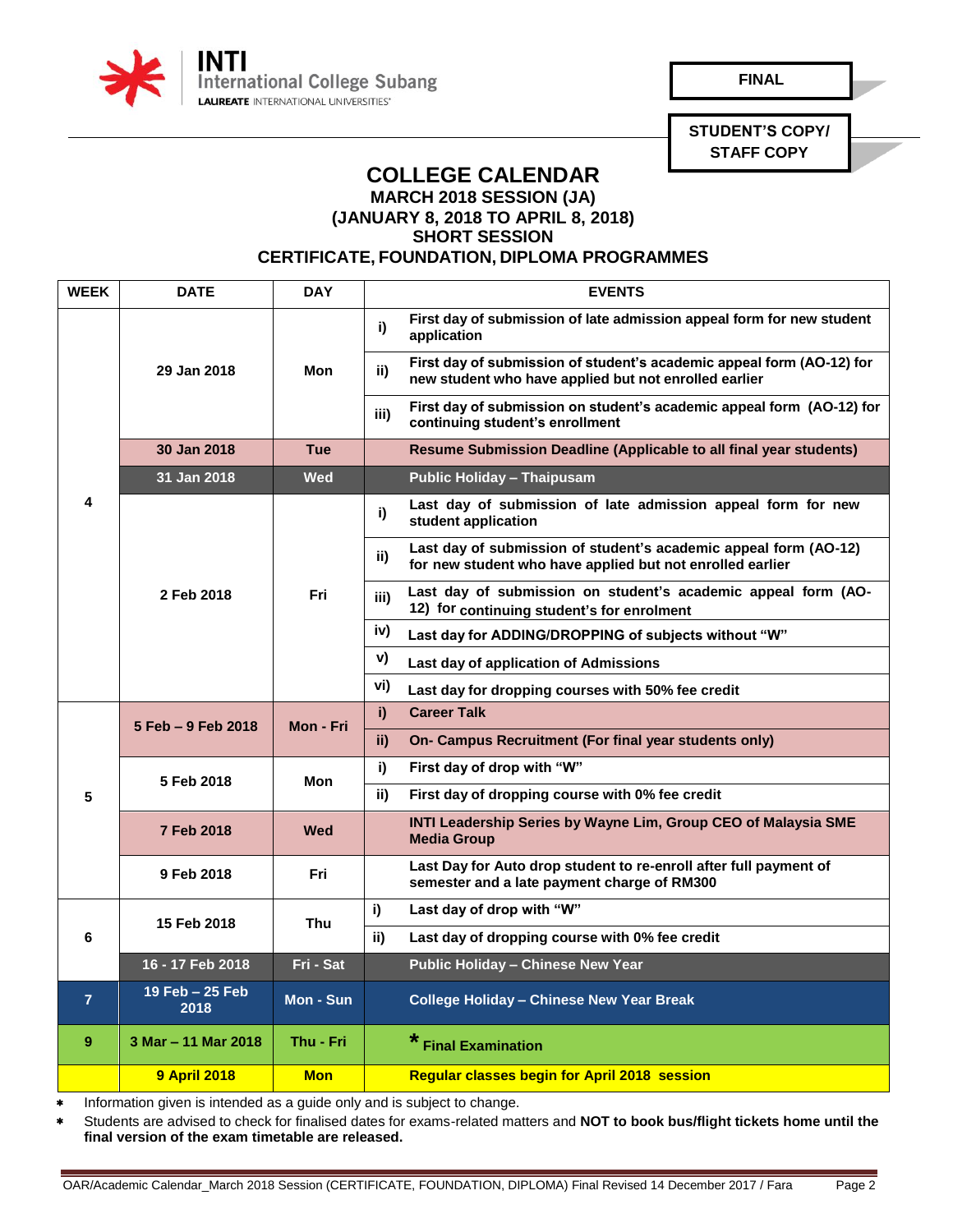FINAL

STUDENT'S COPY/ STAFF COPY

# COLLEGE CALENDAR

## MARCH 2018 SESSION (JA)
## (JANUARY 8, 2018 TO APRIL 8, 2018)
## SHORT SESSION
## CERTIFICATE, FOUNDATION, DIPLOMA PROGRAMMES

| WEEK | DATE | DAY | | EVENTS |
|---|---|---|---|---|
| 4 | 29 Jan 2018 | Mon | i) | First day of submission of late admission appeal form for new student application |
| | | | ii) | First day of submission of student's academic appeal form (AO-12) for new student who have applied but not enrolled earlier |
| | | | iii) | First day of submission on student's academic appeal form (AO-12) for continuing student's enrollment |
| | 30 Jan 2018 | Tue | | Resume Submission Deadline (Applicable to all final year students) |
| | 31 Jan 2018 | Wed | | Public Holiday – Thaipusam |
| | 2 Feb 2018 | Fri | i) | Last day of submission of late admission appeal form for new student application |
| | | | ii) | Last day of submission of student's academic appeal form (AO-12) for new student who have applied but not enrolled earlier |
| | | | iii) | Last day of submission on student's academic appeal form (AO-12) for continuing student's for enrolment |
| | | | iv) | Last day for ADDING/DROPPING of subjects without "W" |
| | | | v) | Last day of application of Admissions |
| | | | vi) | Last day for dropping courses with 50% fee credit |
| 5 | 5 Feb – 9 Feb 2018 | Mon - Fri | i) | Career Talk |
| | | | ii) | On- Campus Recruitment (For final year students only) |
| | 5 Feb 2018 | Mon | i) | First day of drop with "W" |
| | | | ii) | First day of dropping course with 0% fee credit |
| | 7 Feb 2018 | Wed | | INTI Leadership Series by Wayne Lim, Group CEO of Malaysia SME Media Group |
| | 9 Feb 2018 | Fri | | Last Day for Auto drop student to re-enroll after full payment of semester and a late payment charge of RM300 |
| 6 | 15 Feb 2018 | Thu | i) | Last day of drop with "W" |
| | | | ii) | Last day of dropping course with 0% fee credit |
| | 16 - 17 Feb 2018 | Fri - Sat | | Public Holiday – Chinese New Year |
| 7 | 19 Feb – 25 Feb 2018 | Mon - Sun | | College Holiday – Chinese New Year Break |
| 9 | 3 Mar – 11 Mar 2018 | Thu - Fri | | * Final Examination |
| | 9 April 2018 | Mon | | Regular classes begin for April 2018 session |

- Information given is intended as a guide only and is subject to change.
- Students are advised to check for finalised dates for exams-related matters and **NOT to book bus/flight tickets home until the final version of the exam timetable are released.**

OAR/Academic Calendar_March 2018 Session (CERTIFICATE, FOUNDATION, DIPLOMA) Final Revised 14 December 2017 / Fara